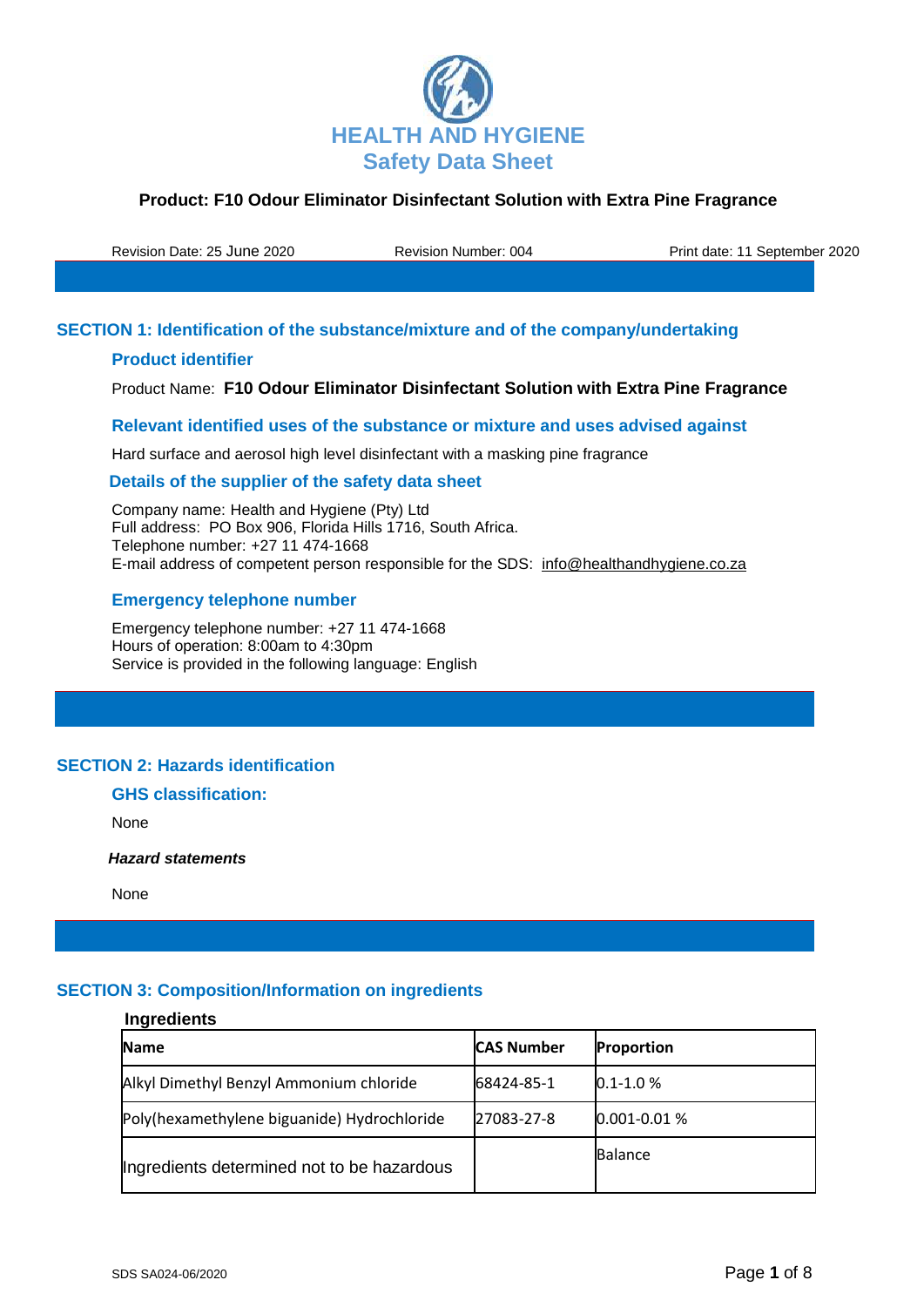# HEALTH AND HYGIENE
## Safety Data Sheet

**Product: F10 Odour Eliminator Disinfectant Solution with Extra Pine Fragrance**

Revision Date: 25 June 2020 | Revision Number: 004 | Print date: 11 September 2020

## SECTION 1: Identification of the substance/mixture and of the company/undertaking

### Product identifier

Product Name: **F10 Odour Eliminator Disinfectant Solution with Extra Pine Fragrance**

### Relevant identified uses of the substance or mixture and uses advised against

Hard surface and aerosol high level disinfectant with a masking pine fragrance

### Details of the supplier of the safety data sheet

Company name: Health and Hygiene (Pty) Ltd
Full address: PO Box 906, Florida Hills 1716, South Africa.
Telephone number: +27 11 474-1668
E-mail address of competent person responsible for the SDS: info@healthandhygiene.co.za

### Emergency telephone number

Emergency telephone number: +27 11 474-1668
Hours of operation: 8:00am to 4:30pm
Service is provided in the following language: English

## SECTION 2: Hazards identification

### GHS classification:

None

***Hazard statements***

None

## SECTION 3: Composition/Information on ingredients

**Ingredients**

| Name | CAS Number | Proportion |
|---|---|---|
| Alkyl Dimethyl Benzyl Ammonium chloride | 68424-85-1 | 0.1-1.0 % |
| Poly(hexamethylene biguanide) Hydrochloride | 27083-27-8 | 0.001-0.01 % |
| Ingredients determined not to be hazardous | | Balance |

SDS SA024-06/2020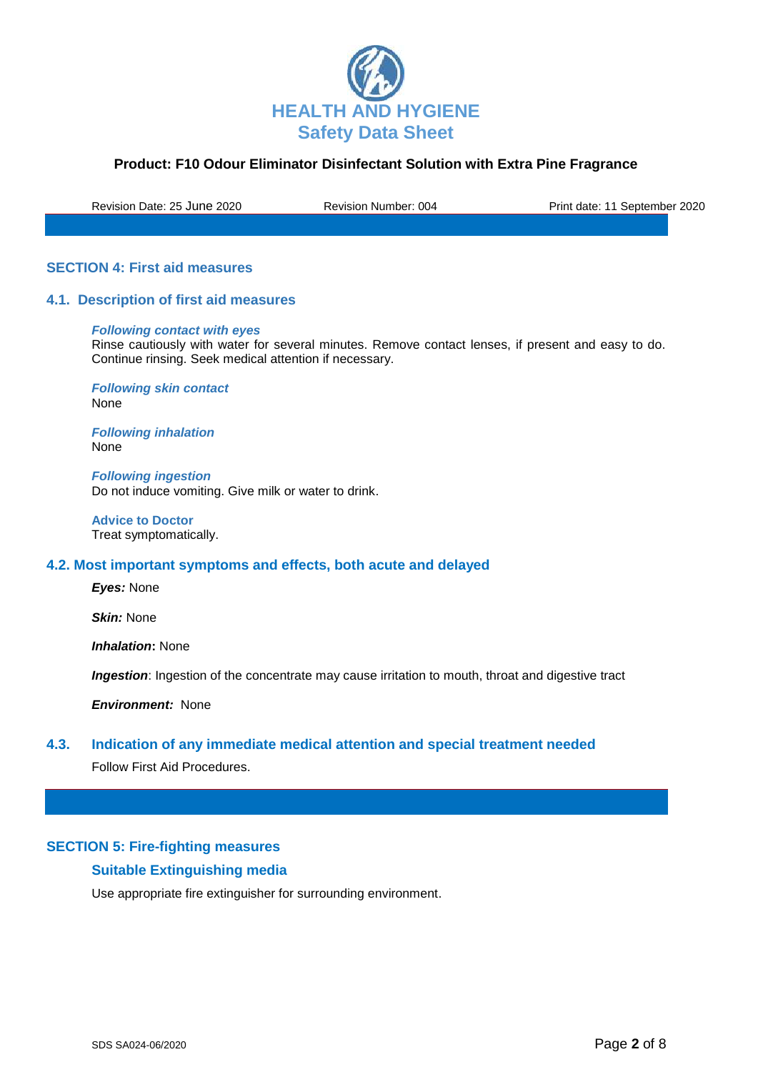## SECTION 4: First aid measures

### 4.1. Description of first aid measures

***Following contact with eyes***
Rinse cautiously with water for several minutes. Remove contact lenses, if present and easy to do. Continue rinsing. Seek medical attention if necessary.

***Following skin contact***
None

***Following inhalation***
None

***Following ingestion***
Do not induce vomiting. Give milk or water to drink.

**Advice to Doctor**
Treat symptomatically.

### 4.2. Most important symptoms and effects, both acute and delayed

***Eyes:*** None

***Skin:*** None

***Inhalation*:** None

***Ingestion***: Ingestion of the concentrate may cause irritation to mouth, throat and digestive tract

***Environment:*** None

### 4.3. Indication of any immediate medical attention and special treatment needed

Follow First Aid Procedures.

## SECTION 5: Fire-fighting measures

### Suitable Extinguishing media

Use appropriate fire extinguisher for surrounding environment.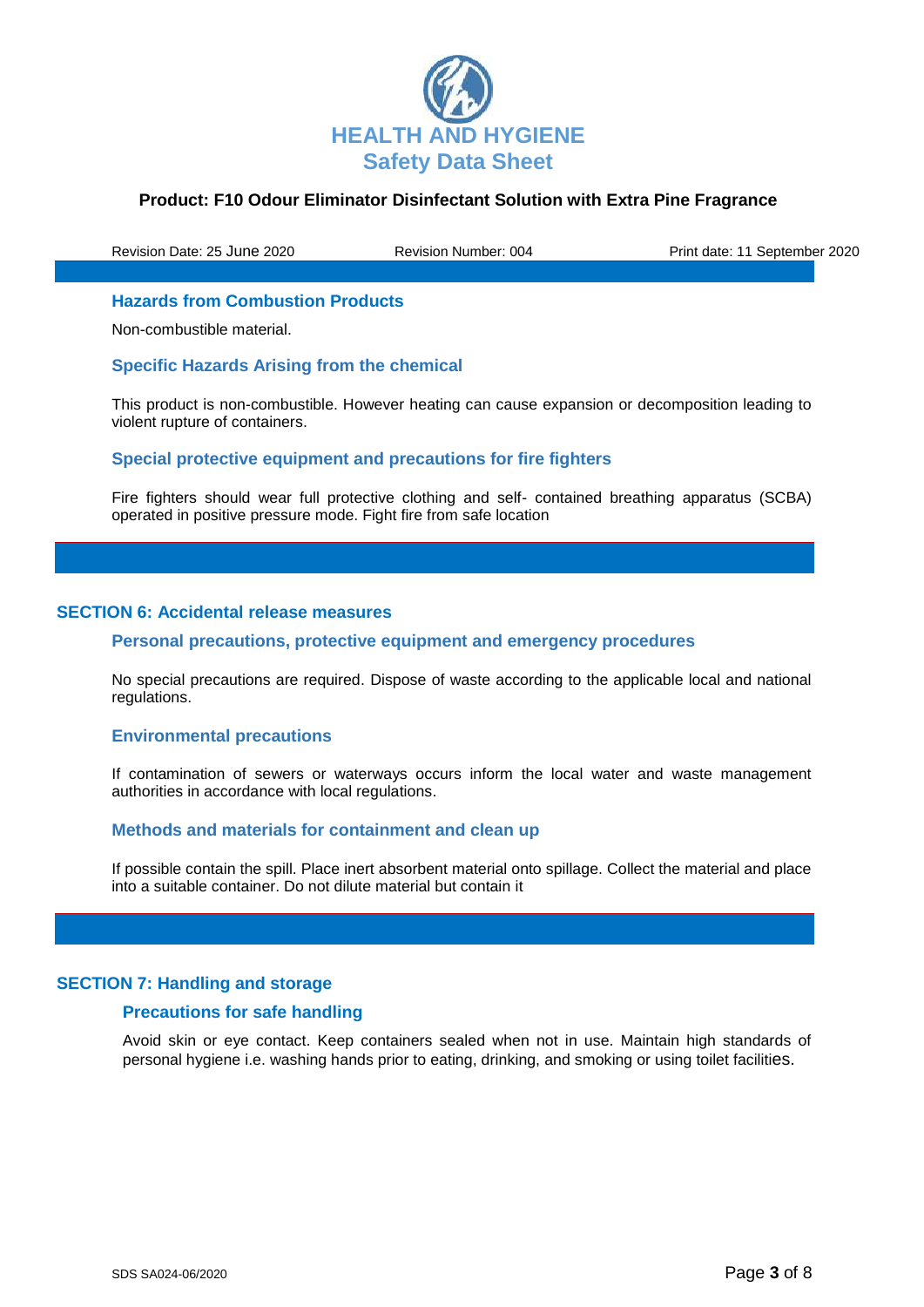### Hazards from Combustion Products

Non-combustible material.

### Specific Hazards Arising from the chemical

This product is non-combustible. However heating can cause expansion or decomposition leading to violent rupture of containers.

### Special protective equipment and precautions for fire fighters

Fire fighters should wear full protective clothing and self- contained breathing apparatus (SCBA) operated in positive pressure mode. Fight fire from safe location

## SECTION 6: Accidental release measures

### Personal precautions, protective equipment and emergency procedures

No special precautions are required. Dispose of waste according to the applicable local and national regulations.

### Environmental precautions

If contamination of sewers or waterways occurs inform the local water and waste management authorities in accordance with local regulations.

### Methods and materials for containment and clean up

If possible contain the spill. Place inert absorbent material onto spillage. Collect the material and place into a suitable container. Do not dilute material but contain it

## SECTION 7: Handling and storage

### Precautions for safe handling

Avoid skin or eye contact. Keep containers sealed when not in use. Maintain high standards of personal hygiene i.e. washing hands prior to eating, drinking, and smoking or using toilet facilities.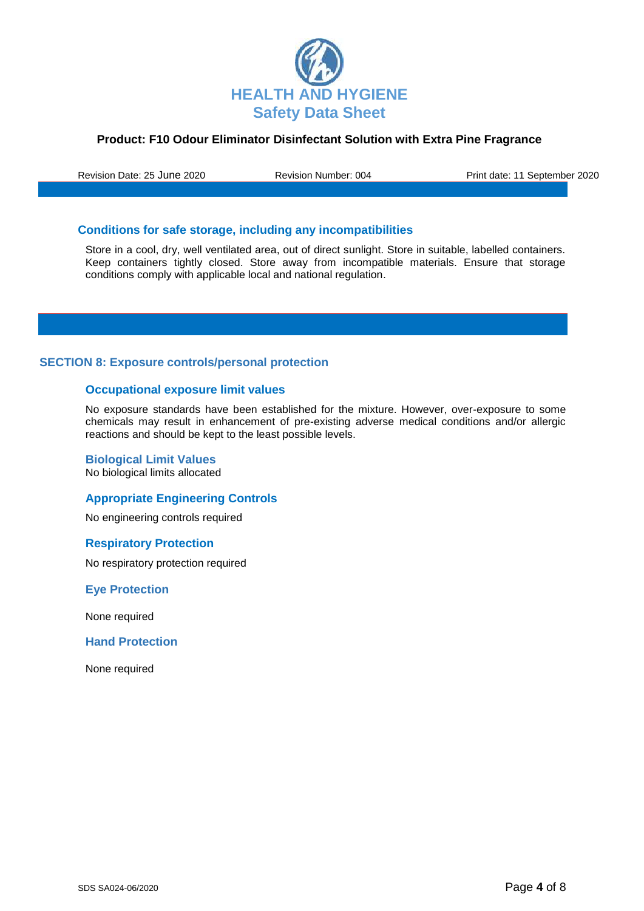### Conditions for safe storage, including any incompatibilities

Store in a cool, dry, well ventilated area, out of direct sunlight. Store in suitable, labelled containers. Keep containers tightly closed. Store away from incompatible materials. Ensure that storage conditions comply with applicable local and national regulation.

## SECTION 8: Exposure controls/personal protection

### Occupational exposure limit values

No exposure standards have been established for the mixture. However, over-exposure to some chemicals may result in enhancement of pre-existing adverse medical conditions and/or allergic reactions and should be kept to the least possible levels.

### Biological Limit Values

No biological limits allocated

### Appropriate Engineering Controls

No engineering controls required

### Respiratory Protection

No respiratory protection required

### Eye Protection

None required

### Hand Protection

None required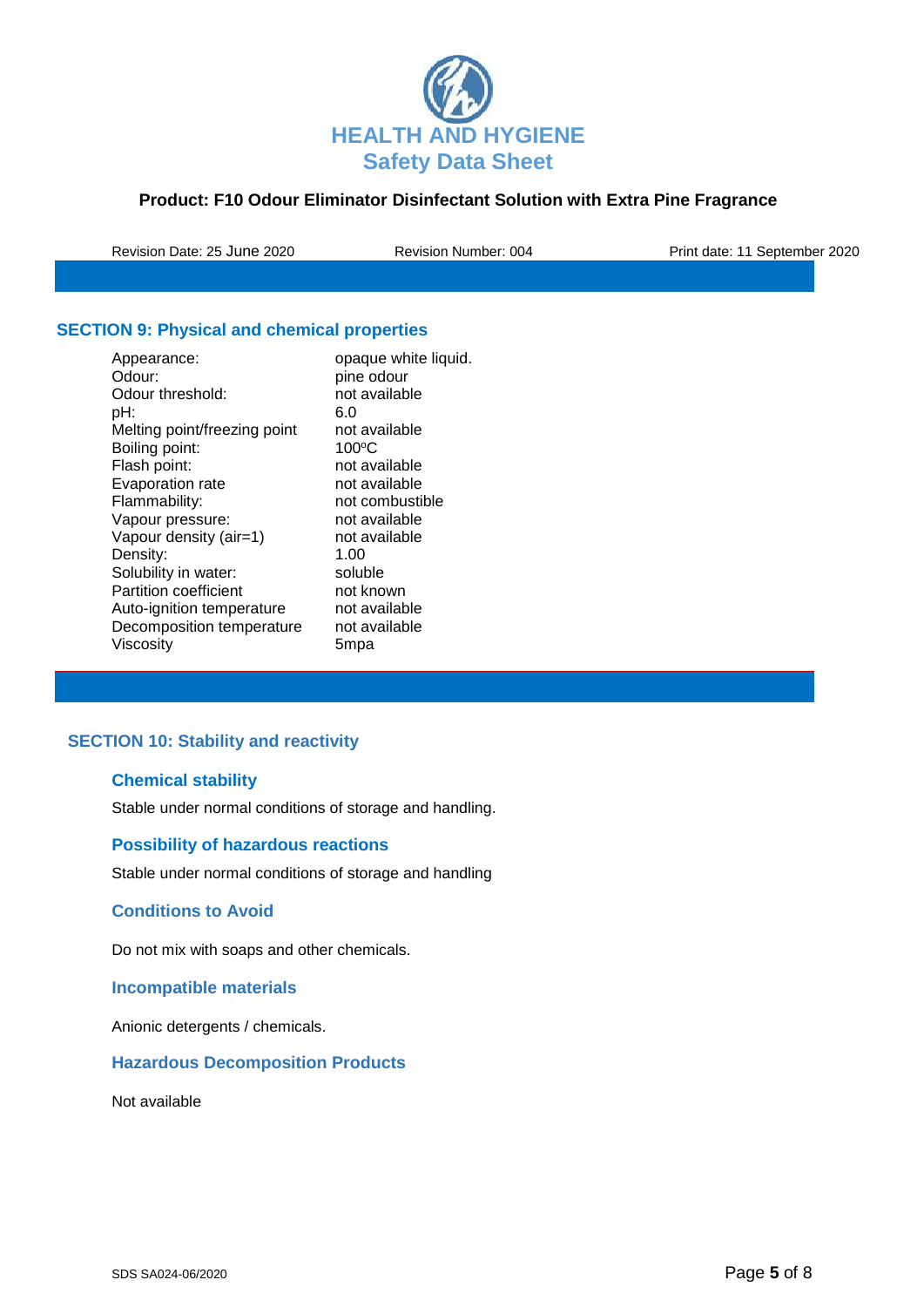**Product: F10 Odour Eliminator Disinfectant Solution with Extra Pine Fragrance**

Revision Date: 25 June 2020 | Revision Number: 004 | Print date: 11 September 2020

## SECTION 9: Physical and chemical properties

| | |
|---|---|
| Appearance: | opaque white liquid. |
| Odour: | pine odour |
| Odour threshold: | not available |
| pH: | 6.0 |
| Melting point/freezing point | not available |
| Boiling point: | 100ºC |
| Flash point: | not available |
| Evaporation rate | not available |
| Flammability: | not combustible |
| Vapour pressure: | not available |
| Vapour density (air=1) | not available |
| Density: | 1.00 |
| Solubility in water: | soluble |
| Partition coefficient | not known |
| Auto-ignition temperature | not available |
| Decomposition temperature | not available |
| Viscosity | 5mpa |

## SECTION 10: Stability and reactivity

### Chemical stability

Stable under normal conditions of storage and handling.

### Possibility of hazardous reactions

Stable under normal conditions of storage and handling

### Conditions to Avoid

Do not mix with soaps and other chemicals.

### Incompatible materials

Anionic detergents / chemicals.

### Hazardous Decomposition Products

Not available

SDS SA024-06/2020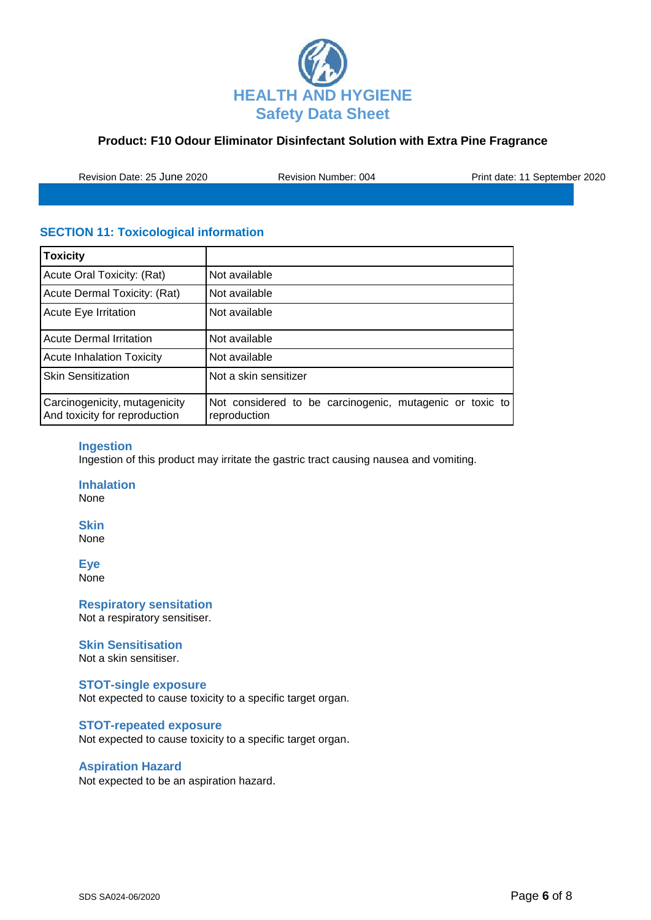## SECTION 11: Toxicological information

| Toxicity | |
|---|---|
| Acute Oral Toxicity: (Rat) | Not available |
| Acute Dermal Toxicity: (Rat) | Not available |
| Acute Eye Irritation | Not available |
| Acute Dermal Irritation | Not available |
| Acute Inhalation Toxicity | Not available |
| Skin Sensitization | Not a skin sensitizer |
| Carcinogenicity, mutagenicity And toxicity for reproduction | Not considered to be carcinogenic, mutagenic or toxic to reproduction |

### Ingestion
Ingestion of this product may irritate the gastric tract causing nausea and vomiting.

### Inhalation
None

### Skin
None

### Eye
None

### Respiratory sensitation
Not a respiratory sensitiser.

### Skin Sensitisation
Not a skin sensitiser.

### STOT-single exposure
Not expected to cause toxicity to a specific target organ.

### STOT-repeated exposure
Not expected to cause toxicity to a specific target organ.

### Aspiration Hazard
Not expected to be an aspiration hazard.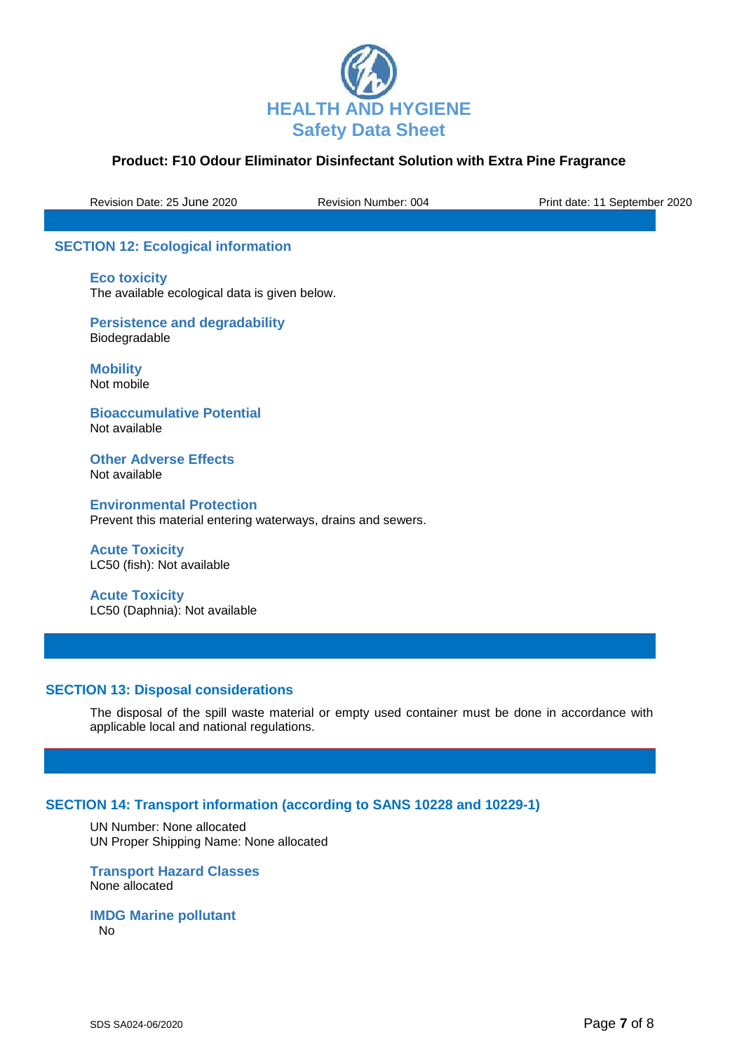## SECTION 12: Ecological information

### Eco toxicity
The available ecological data is given below.

### Persistence and degradability
Biodegradable

### Mobility
Not mobile

### Bioaccumulative Potential
Not available

### Other Adverse Effects
Not available

### Environmental Protection
Prevent this material entering waterways, drains and sewers.

### Acute Toxicity
LC50 (fish): Not available

### Acute Toxicity
LC50 (Daphnia): Not available

## SECTION 13: Disposal considerations

The disposal of the spill waste material or empty used container must be done in accordance with applicable local and national regulations.

## SECTION 14: Transport information (according to SANS 10228 and 10229-1)

UN Number: None allocated
UN Proper Shipping Name: None allocated

### Transport Hazard Classes
None allocated

### IMDG Marine pollutant
No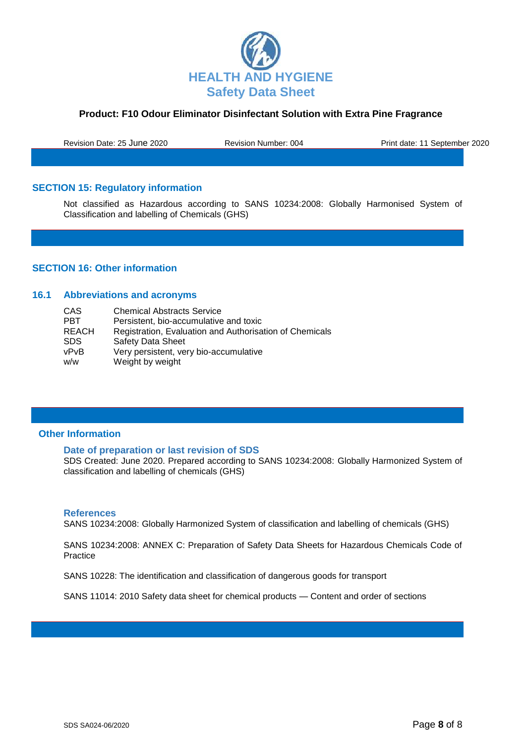## SECTION 15: Regulatory information

Not classified as Hazardous according to SANS 10234:2008: Globally Harmonised System of Classification and labelling of Chemicals (GHS)

## SECTION 16: Other information

### 16.1 Abbreviations and acronyms

| | |
|---|---|
| CAS | Chemical Abstracts Service |
| PBT | Persistent, bio-accumulative and toxic |
| REACH | Registration, Evaluation and Authorisation of Chemicals |
| SDS | Safety Data Sheet |
| vPvB | Very persistent, very bio-accumulative |
| w/w | Weight by weight |

### Other Information

#### Date of preparation or last revision of SDS

SDS Created: June 2020. Prepared according to SANS 10234:2008: Globally Harmonized System of classification and labelling of chemicals (GHS)

#### References

SANS 10234:2008: Globally Harmonized System of classification and labelling of chemicals (GHS)

SANS 10234:2008: ANNEX C: Preparation of Safety Data Sheets for Hazardous Chemicals Code of Practice

SANS 10228: The identification and classification of dangerous goods for transport

SANS 11014: 2010 Safety data sheet for chemical products — Content and order of sections